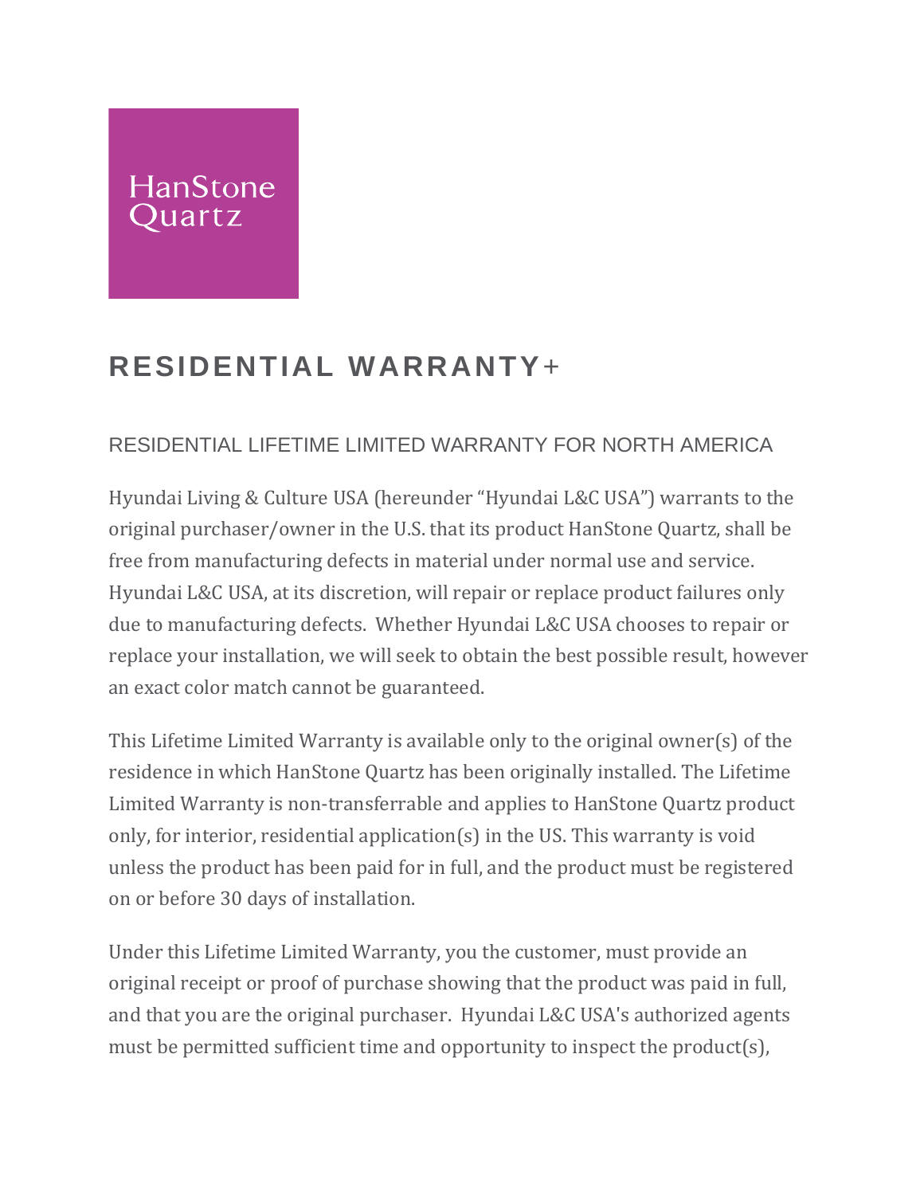HanStone Quartz

# RESIDENTIAL WARRANTY+

## RESIDENTIAL LIFETIME LIMITED WARRANTY FOR NORTH AMERICA

Hyundai Living & Culture USA (hereunder "Hyundai L&C USA") warrants to the original purchaser/owner in the U.S. that its product HanStone Quartz, shall be free from manufacturing defects in material under normal use and service. Hyundai L&C USA, at its discretion, will repair or replace product failures only due to manufacturing defects. Whether Hyundai L&C USA chooses to repair or replace your installation, we will seek to obtain the best possible result, however an exact color match cannot be guaranteed.

This Lifetime Limited Warranty is available only to the original owner(s) of the residence in which HanStone Quartz has been originally installed. The Lifetime Limited Warranty is non-transferrable and applies to HanStone Quartz product only, for interior, residential application(s) in the US. This warranty is void unless the product has been paid for in full, and the product must be registered on or before 30 days of installation.

Under this Lifetime Limited Warranty, you the customer, must provide an original receipt or proof of purchase showing that the product was paid in full, and that you are the original purchaser. Hyundai L&C USA's authorized agents must be permitted sufficient time and opportunity to inspect the product(s),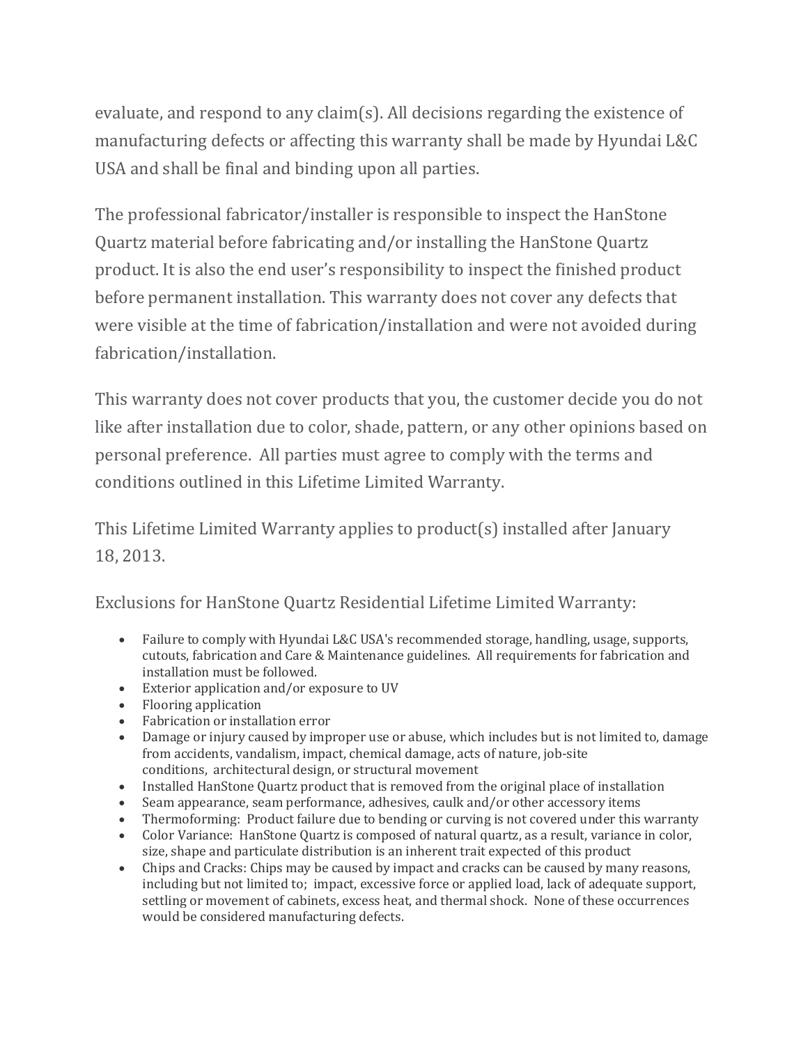evaluate, and respond to any claim(s). All decisions regarding the existence of manufacturing defects or affecting this warranty shall be made by Hyundai L&C USA and shall be final and binding upon all parties.

The professional fabricator/installer is responsible to inspect the HanStone Quartz material before fabricating and/or installing the HanStone Quartz product. It is also the end user's responsibility to inspect the finished product before permanent installation. This warranty does not cover any defects that were visible at the time of fabrication/installation and were not avoided during fabrication/installation.

This warranty does not cover products that you, the customer decide you do not like after installation due to color, shade, pattern, or any other opinions based on personal preference. All parties must agree to comply with the terms and conditions outlined in this Lifetime Limited Warranty.

This Lifetime Limited Warranty applies to product(s) installed after January 18, 2013.

Exclusions for HanStone Quartz Residential Lifetime Limited Warranty:

- Failure to comply with Hyundai L&C USA's recommended storage, handling, usage, supports, cutouts, fabrication and Care & Maintenance guidelines. All requirements for fabrication and installation must be followed.
- Exterior application and/or exposure to UV
- Flooring application
- Fabrication or installation error
- Damage or injury caused by improper use or abuse, which includes but is not limited to, damage from accidents, vandalism, impact, chemical damage, acts of nature, job-site conditions, architectural design, or structural movement
- Installed HanStone Quartz product that is removed from the original place of installation
- Seam appearance, seam performance, adhesives, caulk and/or other accessory items
- Thermoforming: Product failure due to bending or curving is not covered under this warranty
- Color Variance: HanStone Quartz is composed of natural quartz, as a result, variance in color, size, shape and particulate distribution is an inherent trait expected of this product
- Chips and Cracks: Chips may be caused by impact and cracks can be caused by many reasons, including but not limited to; impact, excessive force or applied load, lack of adequate support, settling or movement of cabinets, excess heat, and thermal shock. None of these occurrences would be considered manufacturing defects.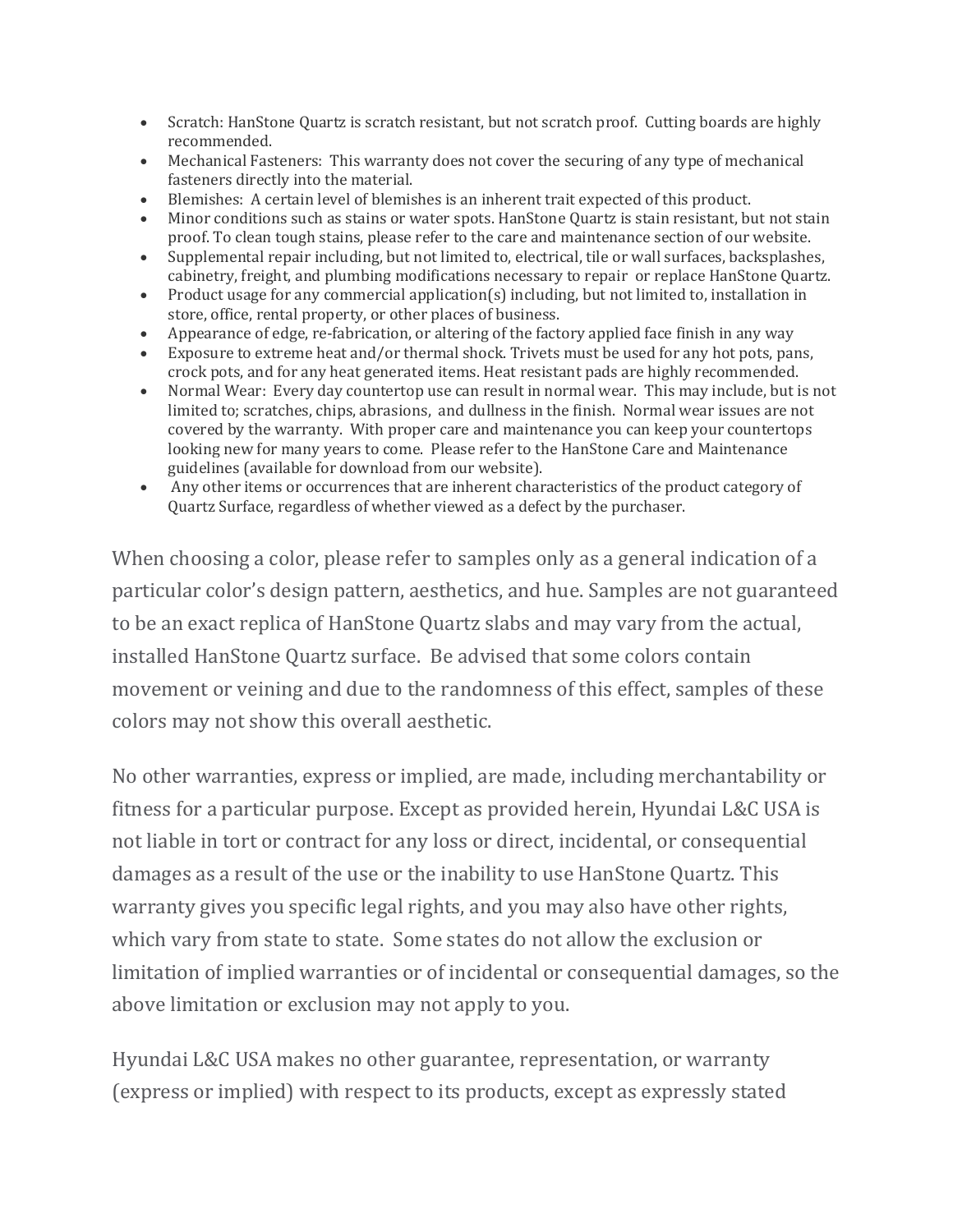- Scratch: HanStone Quartz is scratch resistant, but not scratch proof. Cutting boards are highly recommended.
- Mechanical Fasteners: This warranty does not cover the securing of any type of mechanical fasteners directly into the material.
- Blemishes: A certain level of blemishes is an inherent trait expected of this product.
- Minor conditions such as stains or water spots. HanStone Quartz is stain resistant, but not stain proof. To clean tough stains, please refer to the care and maintenance section of our website.
- Supplemental repair including, but not limited to, electrical, tile or wall surfaces, backsplashes, cabinetry, freight, and plumbing modifications necessary to repair or replace HanStone Quartz.
- Product usage for any commercial application(s) including, but not limited to, installation in store, office, rental property, or other places of business.
- Appearance of edge, re-fabrication, or altering of the factory applied face finish in any way
- Exposure to extreme heat and/or thermal shock. Trivets must be used for any hot pots, pans, crock pots, and for any heat generated items. Heat resistant pads are highly recommended.
- Normal Wear: Every day countertop use can result in normal wear. This may include, but is not limited to; scratches, chips, abrasions, and dullness in the finish. Normal wear issues are not covered by the warranty. With proper care and maintenance you can keep your countertops looking new for many years to come. Please refer to the HanStone Care and Maintenance guidelines (available for download from our website).
- Any other items or occurrences that are inherent characteristics of the product category of Quartz Surface, regardless of whether viewed as a defect by the purchaser.

When choosing a color, please refer to samples only as a general indication of a particular color's design pattern, aesthetics, and hue. Samples are not guaranteed to be an exact replica of HanStone Quartz slabs and may vary from the actual, installed HanStone Quartz surface. Be advised that some colors contain movement or veining and due to the randomness of this effect, samples of these colors may not show this overall aesthetic.

No other warranties, express or implied, are made, including merchantability or fitness for a particular purpose. Except as provided herein, Hyundai L&C USA is not liable in tort or contract for any loss or direct, incidental, or consequential damages as a result of the use or the inability to use HanStone Quartz. This warranty gives you specific legal rights, and you may also have other rights, which vary from state to state. Some states do not allow the exclusion or limitation of implied warranties or of incidental or consequential damages, so the above limitation or exclusion may not apply to you.

Hyundai L&C USA makes no other guarantee, representation, or warranty (express or implied) with respect to its products, except as expressly stated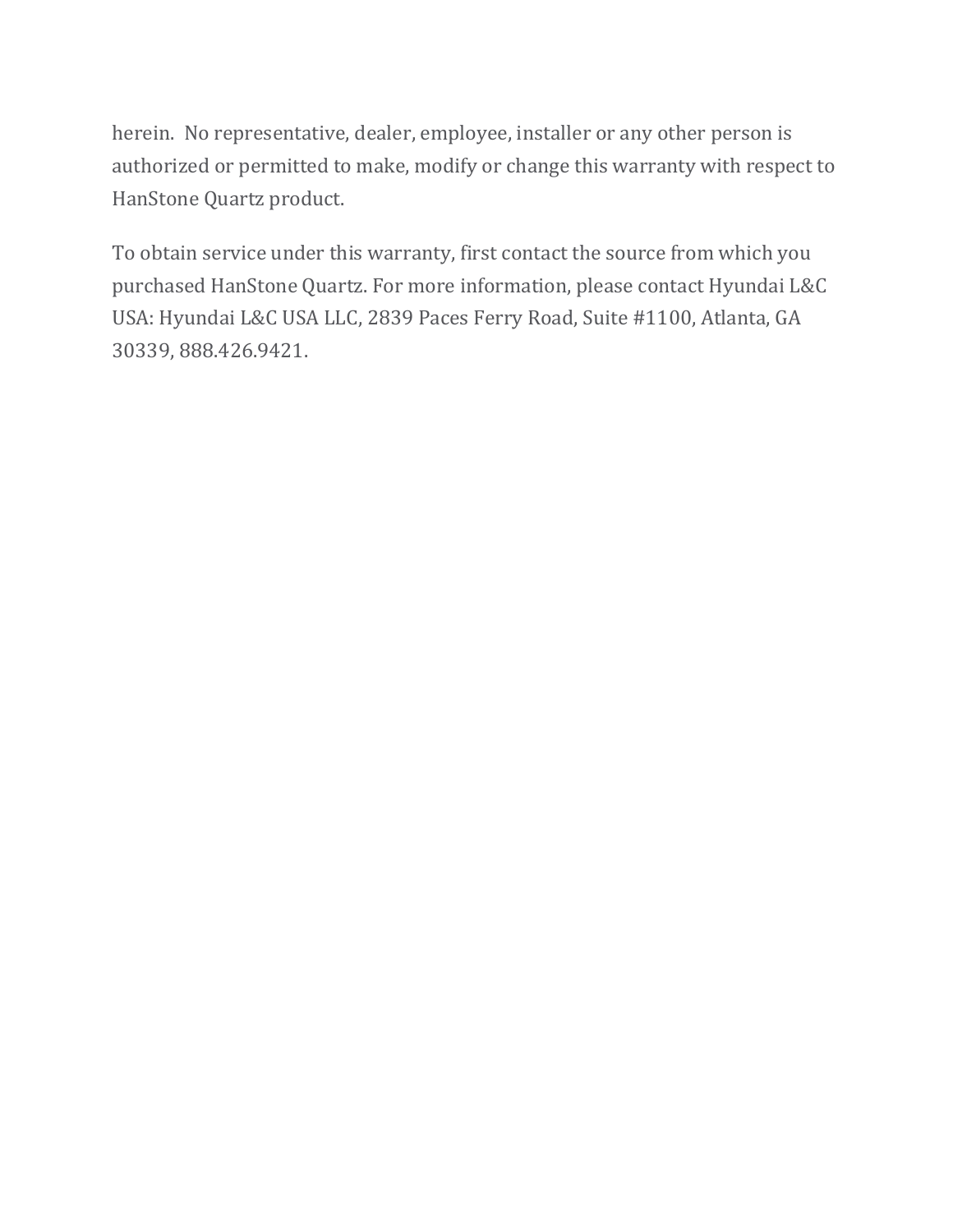herein. No representative, dealer, employee, installer or any other person is authorized or permitted to make, modify or change this warranty with respect to HanStone Quartz product.

To obtain service under this warranty, first contact the source from which you purchased HanStone Quartz. For more information, please contact Hyundai L&C USA: Hyundai L&C USA LLC, 2839 Paces Ferry Road, Suite #1100, Atlanta, GA 30339, 888.426.9421.